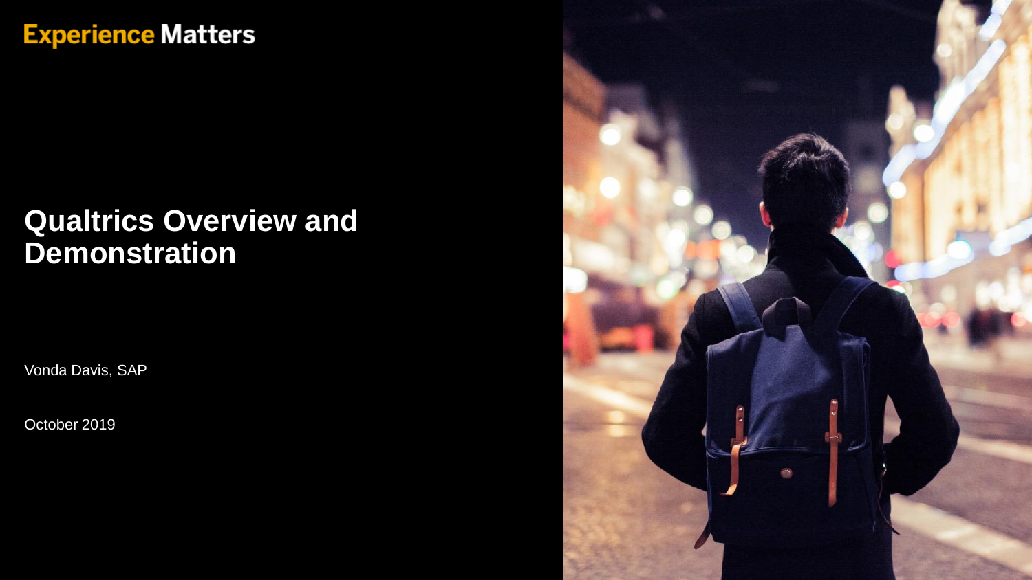Experience Matters

# Qualtrics Overview and Demonstration

Vonda Davis, SAP

October 2019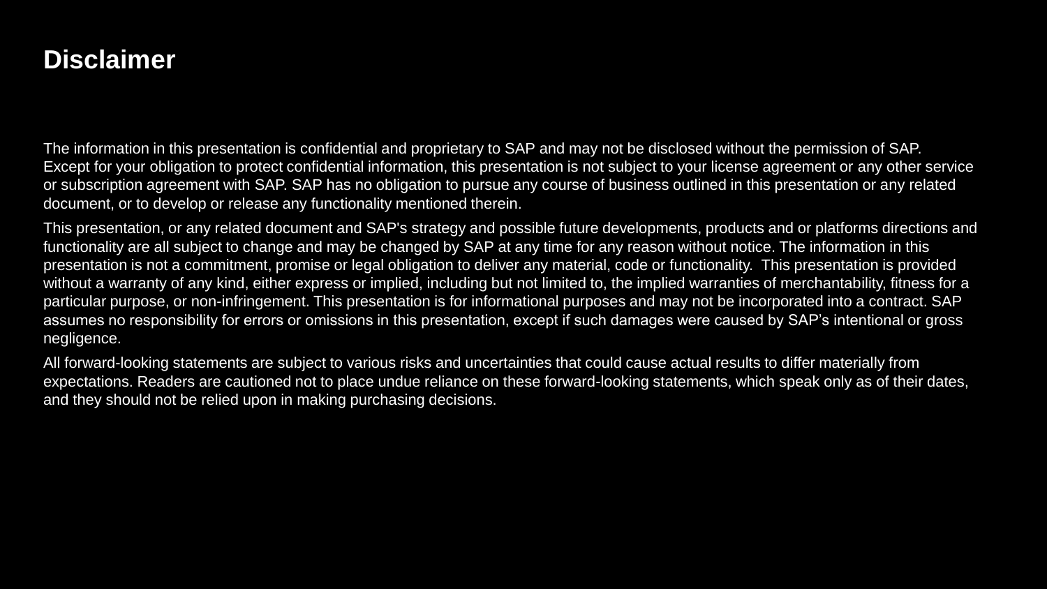# Disclaimer

The information in this presentation is confidential and proprietary to SAP and may not be disclosed without the permission of SAP. Except for your obligation to protect confidential information, this presentation is not subject to your license agreement or any other service or subscription agreement with SAP. SAP has no obligation to pursue any course of business outlined in this presentation or any related document, or to develop or release any functionality mentioned therein.

This presentation, or any related document and SAP's strategy and possible future developments, products and or platforms directions and functionality are all subject to change and may be changed by SAP at any time for any reason without notice. The information in this presentation is not a commitment, promise or legal obligation to deliver any material, code or functionality. This presentation is provided without a warranty of any kind, either express or implied, including but not limited to, the implied warranties of merchantability, fitness for a particular purpose, or non-infringement. This presentation is for informational purposes and may not be incorporated into a contract. SAP assumes no responsibility for errors or omissions in this presentation, except if such damages were caused by SAP's intentional or gross negligence.

All forward-looking statements are subject to various risks and uncertainties that could cause actual results to differ materially from expectations. Readers are cautioned not to place undue reliance on these forward-looking statements, which speak only as of their dates, and they should not be relied upon in making purchasing decisions.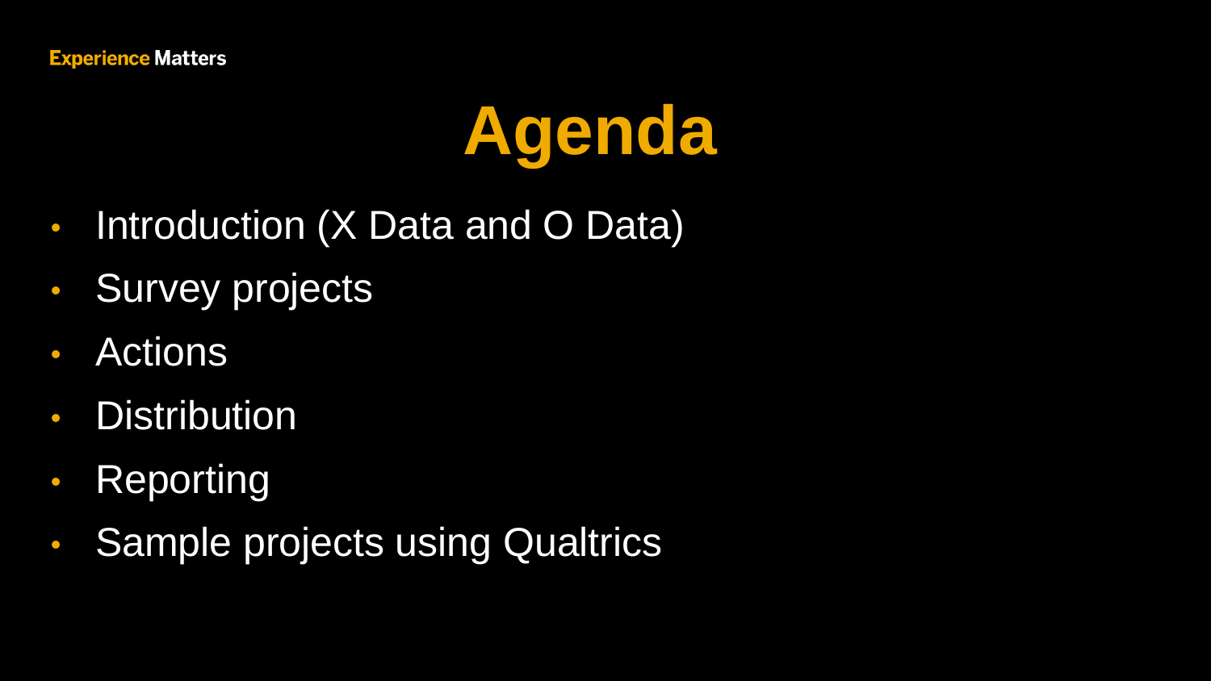# Agenda

- Introduction (X Data and O Data)
- Survey projects
- Actions
- Distribution
- Reporting
- Sample projects using Qualtrics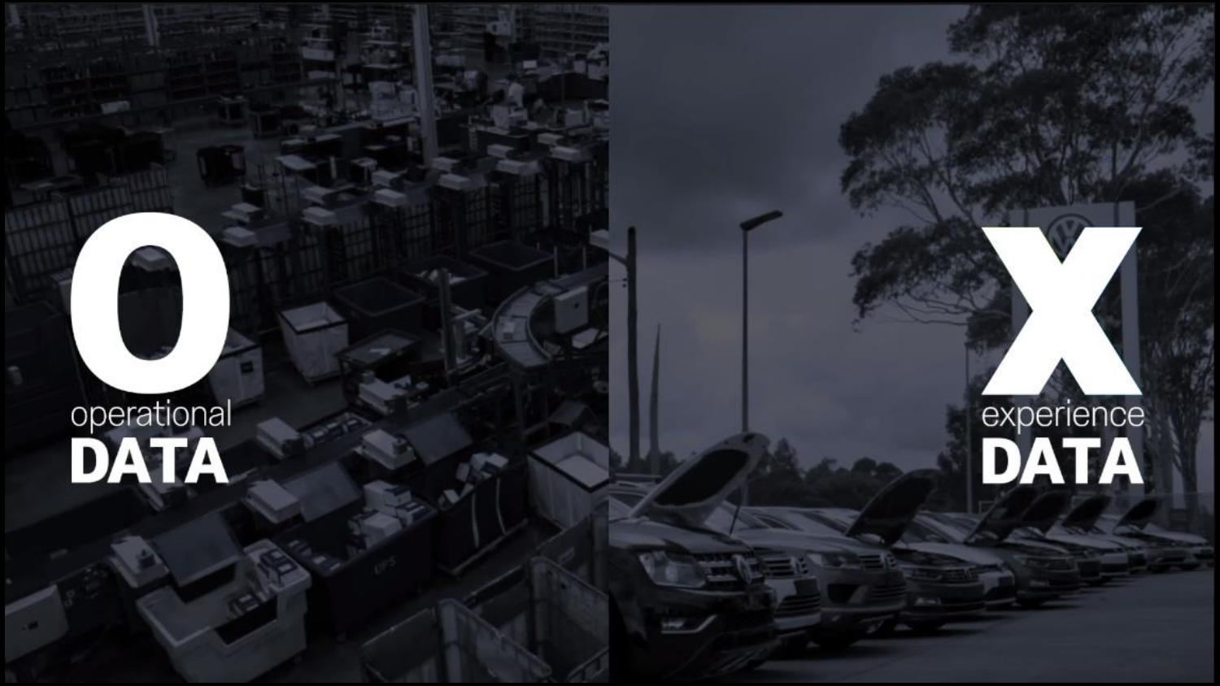# O
operational
**DATA**

# X
experience
**DATA**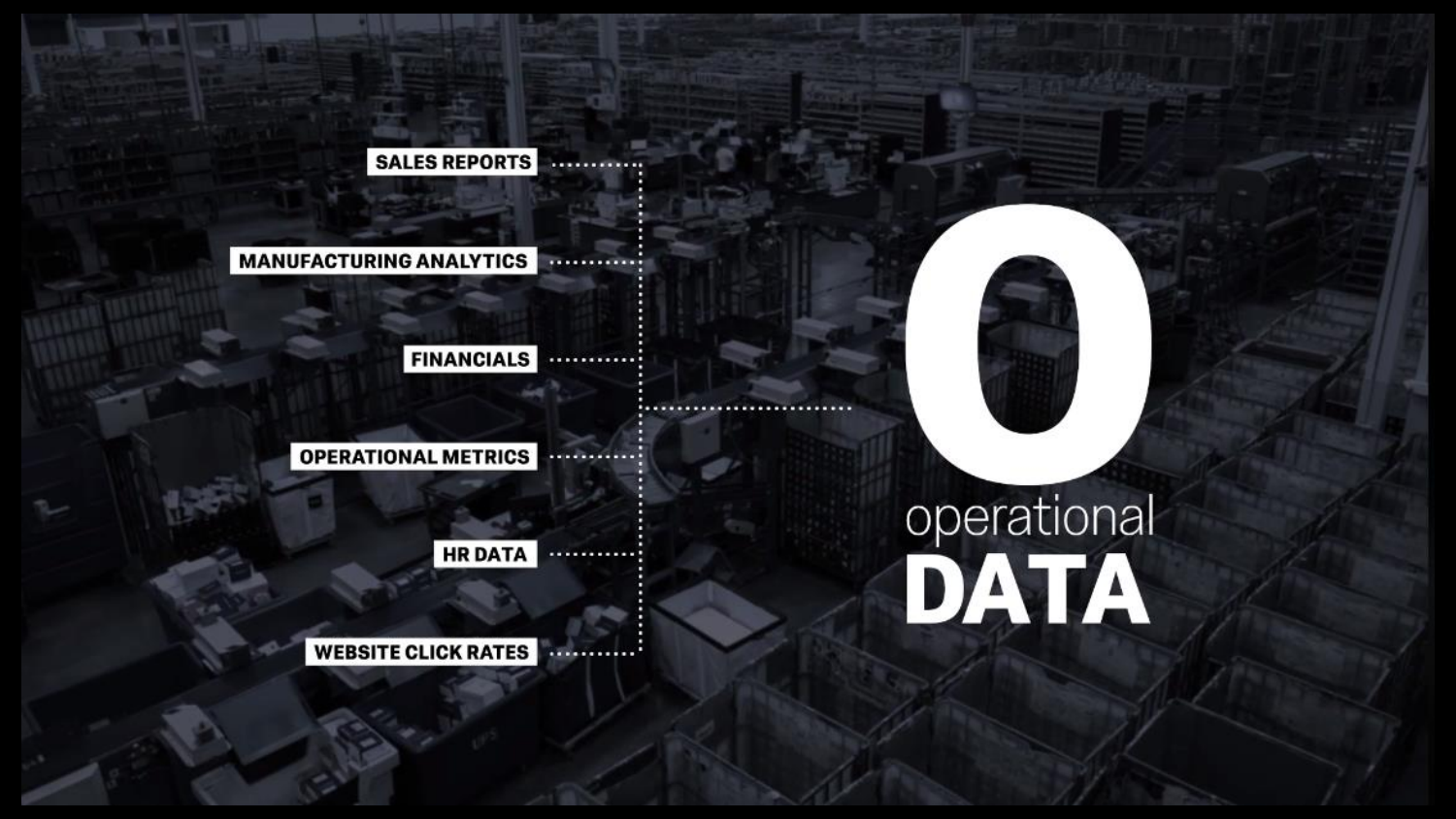SALES REPORTS

MANUFACTURING ANALYTICS

FINANCIALS

OPERATIONAL METRICS

HR DATA

WEBSITE CLICK RATES

# O

operational

# DATA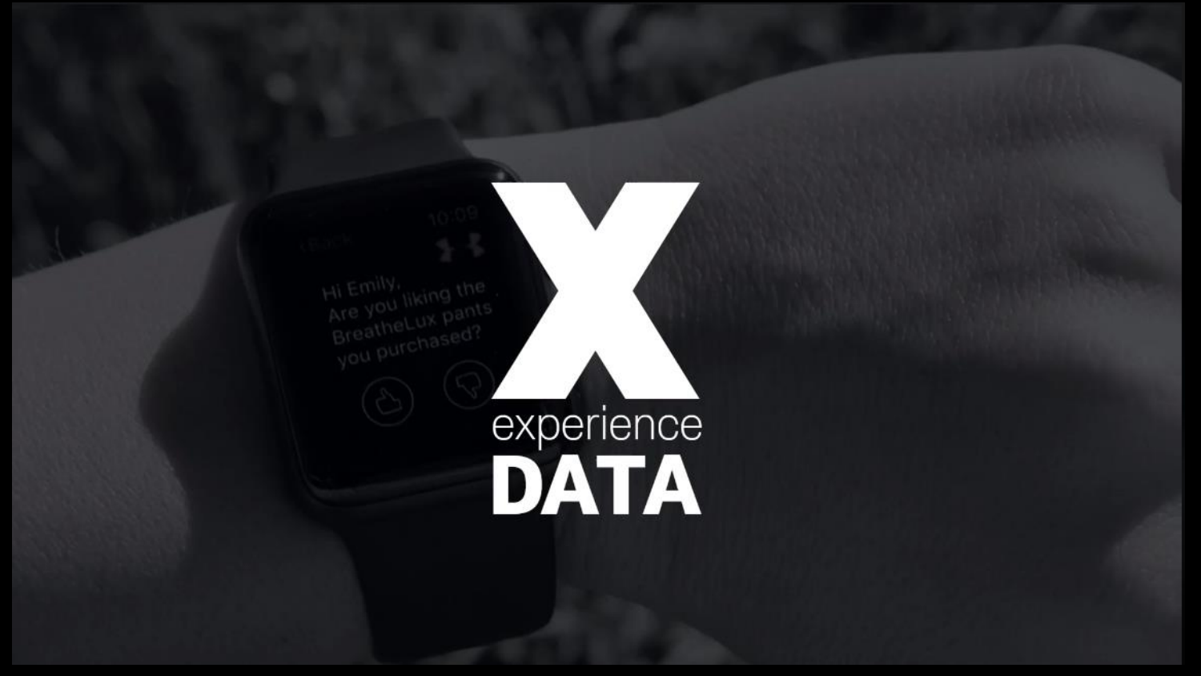# X

experience
**DATA**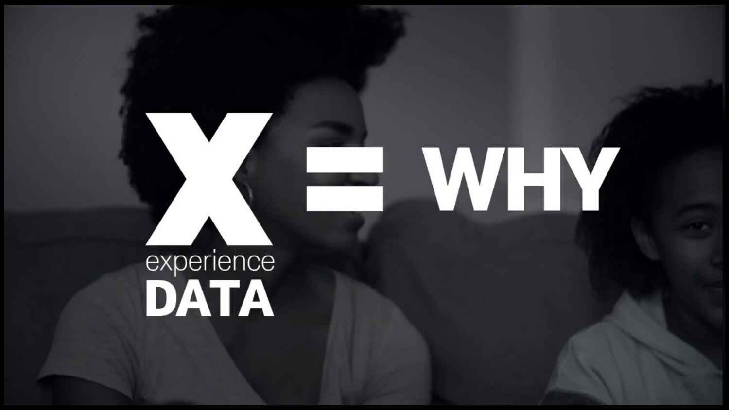# X experience DATA = WHY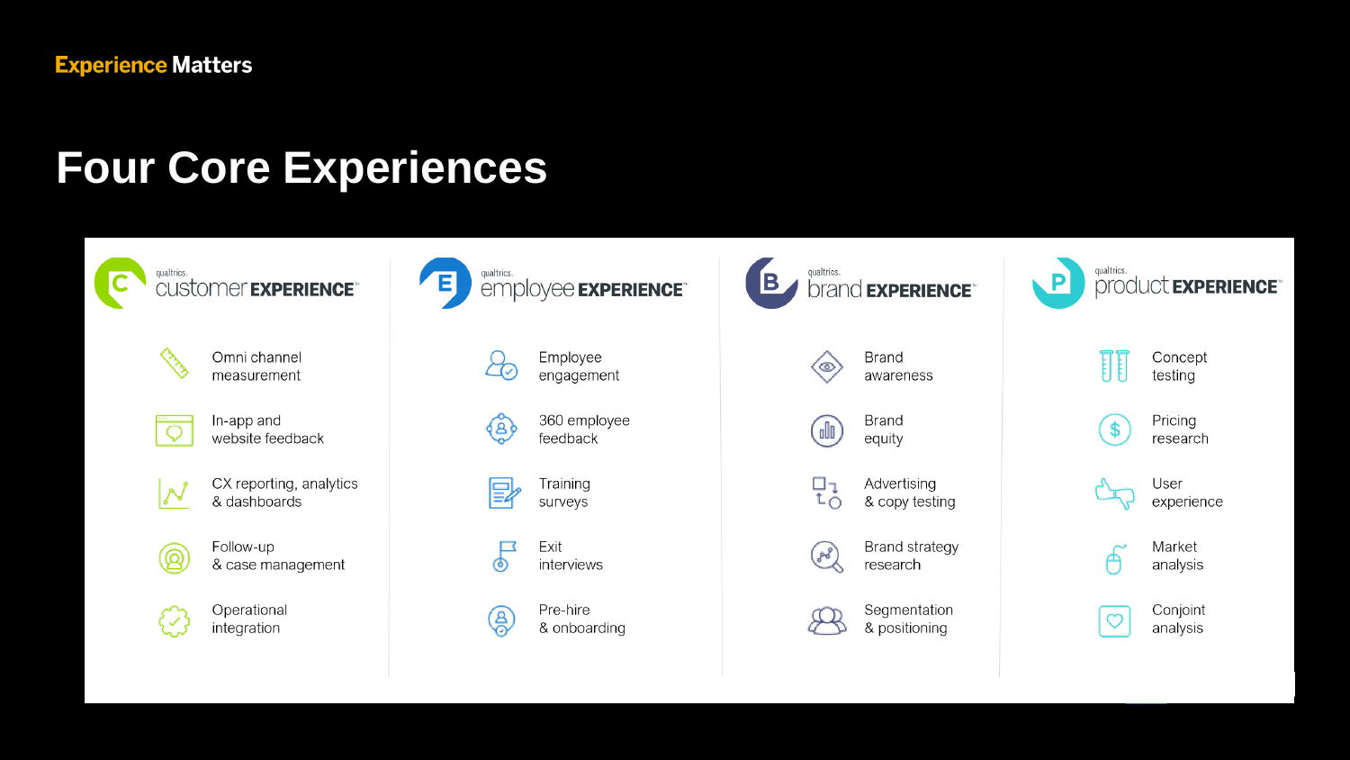Experience Matters

# Four Core Experiences

| qualtrics. customer EXPERIENCE | qualtrics. employee EXPERIENCE | qualtrics. brand EXPERIENCE | qualtrics. product EXPERIENCE |
|---|---|---|---|
| Omni channel measurement | Employee engagement | Brand awareness | Concept testing |
| In-app and website feedback | 360 employee feedback | Brand equity | Pricing research |
| CX reporting, analytics & dashboards | Training surveys | Advertising & copy testing | User experience |
| Follow-up & case management | Exit interviews | Brand strategy research | Market analysis |
| Operational integration | Pre-hire & onboarding | Segmentation & positioning | Conjoint analysis |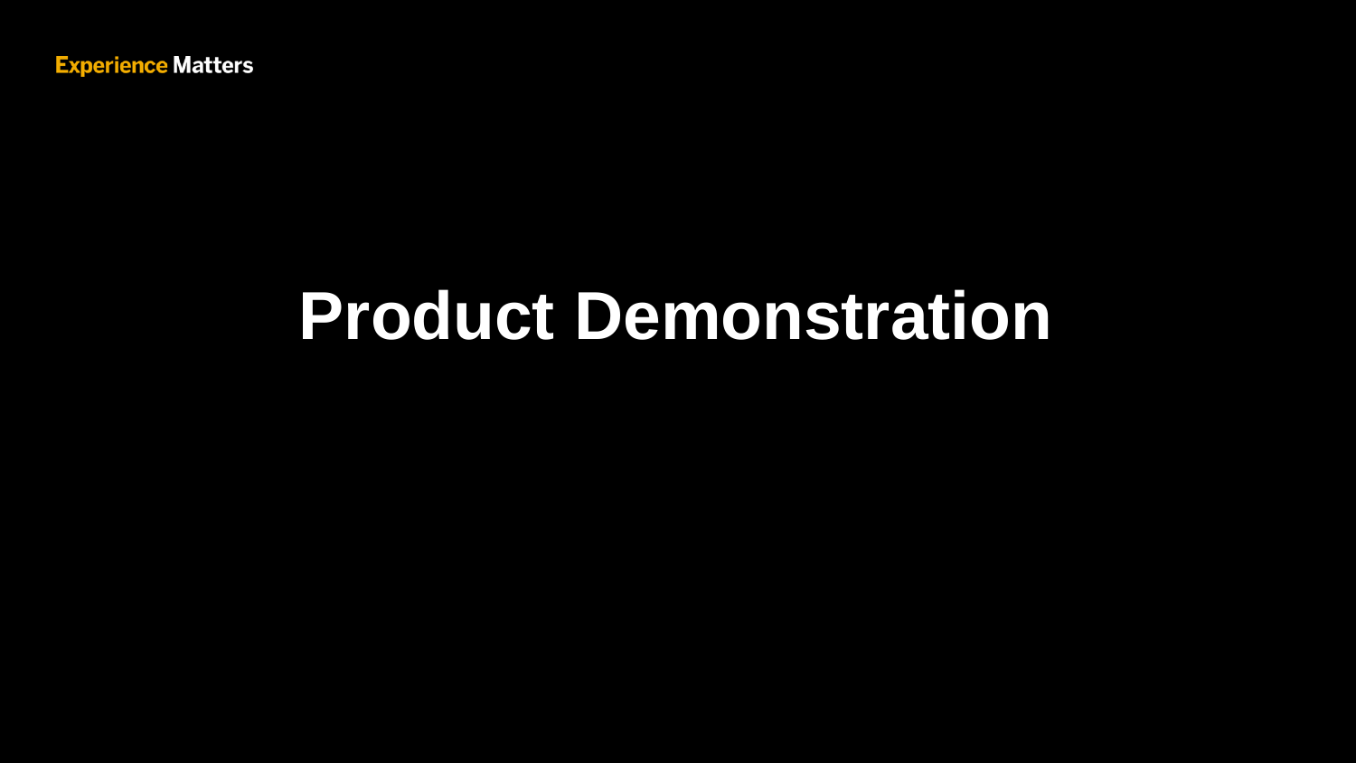Experience Matters

# Product Demonstration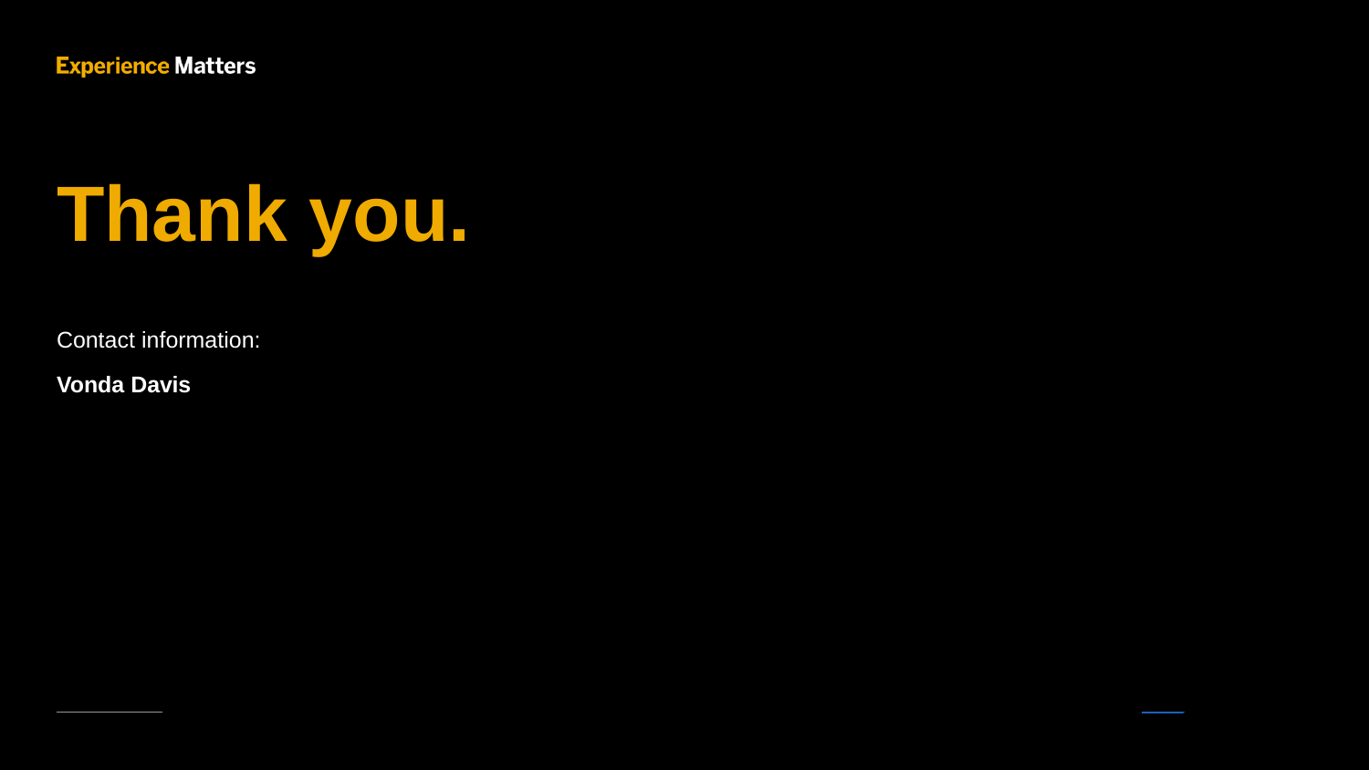Experience Matters

# Thank you.

Contact information:

**Vonda Davis**